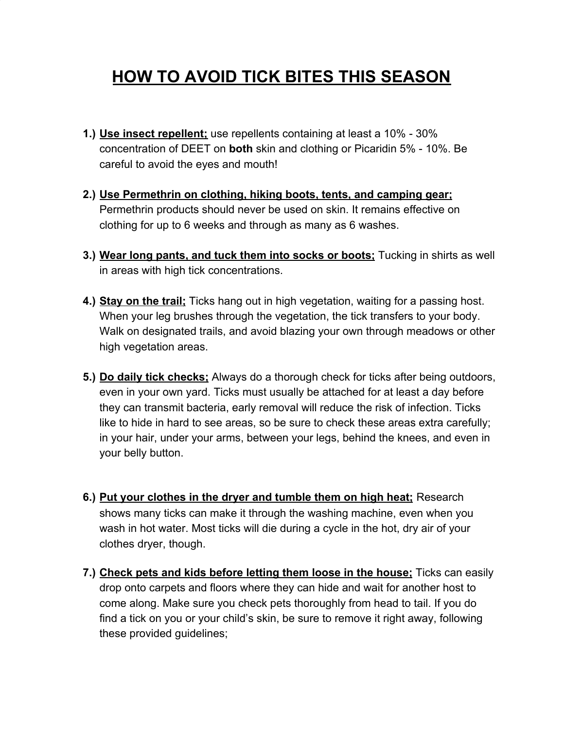# HOW TO AVOID TICK BITES THIS SEASON

1.) **Use insect repellent;** use repellents containing at least a 10% - 30% concentration of DEET on **both** skin and clothing or Picaridin 5% - 10%. Be careful to avoid the eyes and mouth!

2.) **Use Permethrin on clothing, hiking boots, tents, and camping gear;** Permethrin products should never be used on skin. It remains effective on clothing for up to 6 weeks and through as many as 6 washes.

3.) **Wear long pants, and tuck them into socks or boots;** Tucking in shirts as well in areas with high tick concentrations.

4.) **Stay on the trail;** Ticks hang out in high vegetation, waiting for a passing host. When your leg brushes through the vegetation, the tick transfers to your body. Walk on designated trails, and avoid blazing your own through meadows or other high vegetation areas.

5.) **Do daily tick checks;** Always do a thorough check for ticks after being outdoors, even in your own yard. Ticks must usually be attached for at least a day before they can transmit bacteria, early removal will reduce the risk of infection. Ticks like to hide in hard to see areas, so be sure to check these areas extra carefully; in your hair, under your arms, between your legs, behind the knees, and even in your belly button.

6.) **Put your clothes in the dryer and tumble them on high heat;** Research shows many ticks can make it through the washing machine, even when you wash in hot water. Most ticks will die during a cycle in the hot, dry air of your clothes dryer, though.

7.) **Check pets and kids before letting them loose in the house;** Ticks can easily drop onto carpets and floors where they can hide and wait for another host to come along. Make sure you check pets thoroughly from head to tail. If you do find a tick on you or your child's skin, be sure to remove it right away, following these provided guidelines;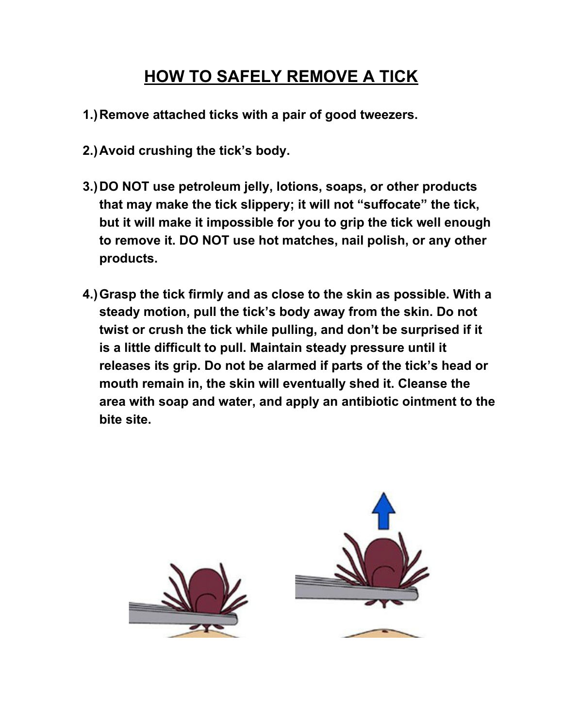# HOW TO SAFELY REMOVE A TICK

1.) **Remove attached ticks with a pair of good tweezers.**

2.) **Avoid crushing the tick's body.**

3.) **DO NOT use petroleum jelly, lotions, soaps, or other products that may make the tick slippery; it will not "suffocate" the tick, but it will make it impossible for you to grip the tick well enough to remove it. DO NOT use hot matches, nail polish, or any other products.**

4.) **Grasp the tick firmly and as close to the skin as possible. With a steady motion, pull the tick's body away from the skin. Do not twist or crush the tick while pulling, and don't be surprised if it is a little difficult to pull. Maintain steady pressure until it releases its grip. Do not be alarmed if parts of the tick's head or mouth remain in, the skin will eventually shed it. Cleanse the area with soap and water, and apply an antibiotic ointment to the bite site.**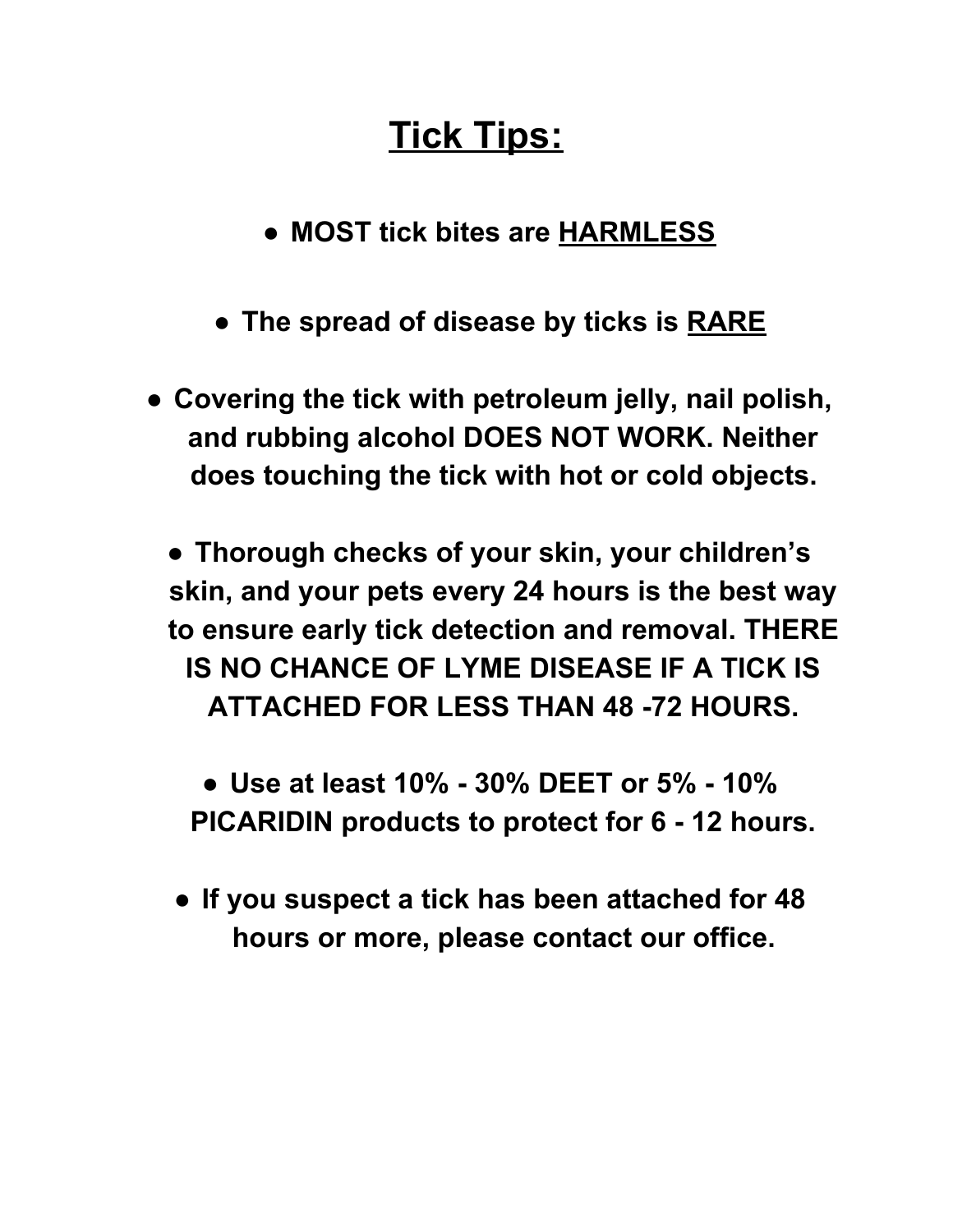# Tick Tips:

- **MOST tick bites are HARMLESS**
- **The spread of disease by ticks is RARE**
- **Covering the tick with petroleum jelly, nail polish, and rubbing alcohol DOES NOT WORK. Neither does touching the tick with hot or cold objects.**
- **Thorough checks of your skin, your children's skin, and your pets every 24 hours is the best way to ensure early tick detection and removal. THERE IS NO CHANCE OF LYME DISEASE IF A TICK IS ATTACHED FOR LESS THAN 48 -72 HOURS.**
- **Use at least 10% - 30% DEET or 5% - 10% PICARIDIN products to protect for 6 - 12 hours.**
- **If you suspect a tick has been attached for 48 hours or more, please contact our office.**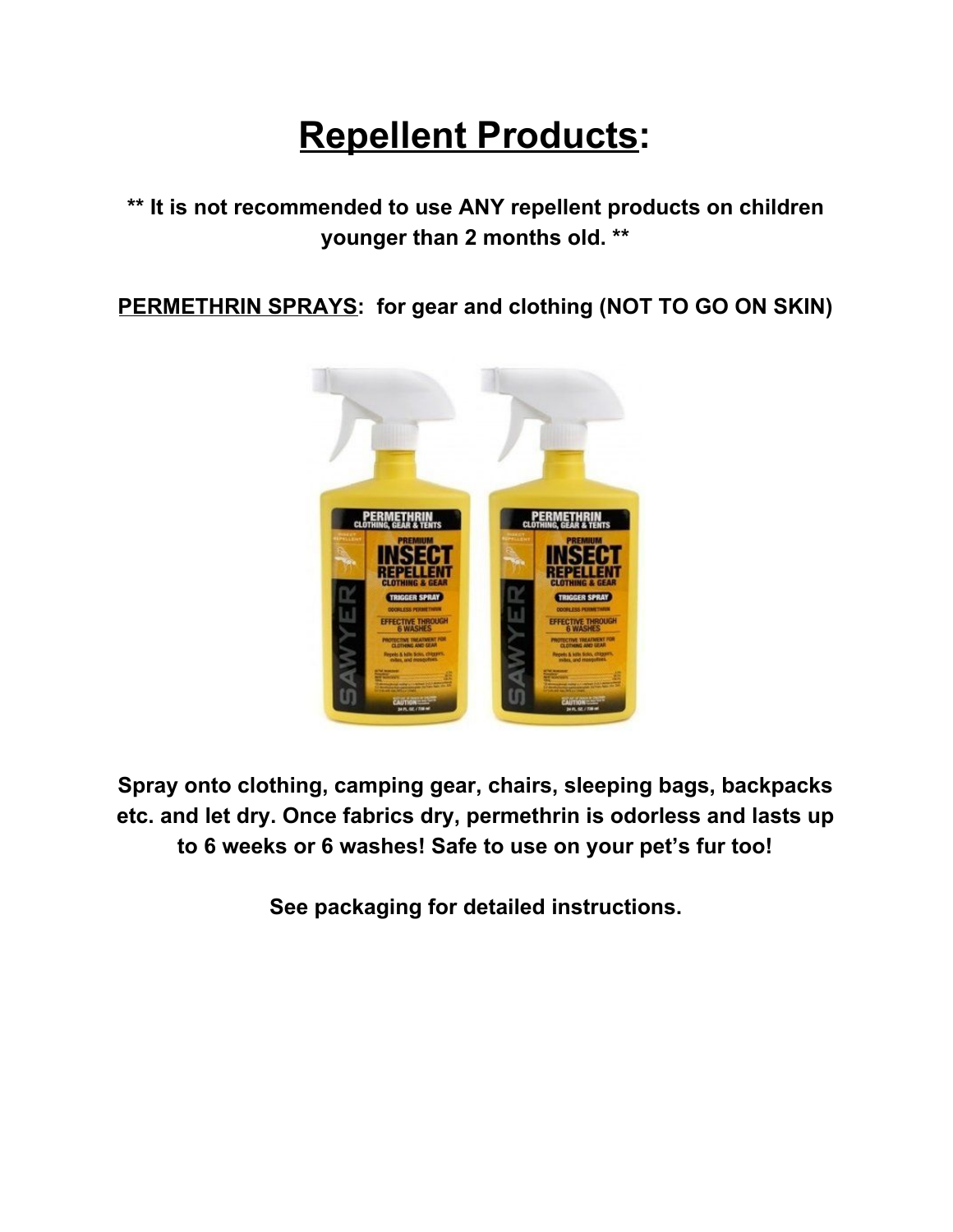# Repellent Products:

**\*\* It is not recommended to use ANY repellent products on children younger than 2 months old. \*\***

**PERMETHRIN SPRAYS: for gear and clothing (NOT TO GO ON SKIN)**

**Spray onto clothing, camping gear, chairs, sleeping bags, backpacks etc. and let dry. Once fabrics dry, permethrin is odorless and lasts up to 6 weeks or 6 washes! Safe to use on your pet's fur too!**

**See packaging for detailed instructions.**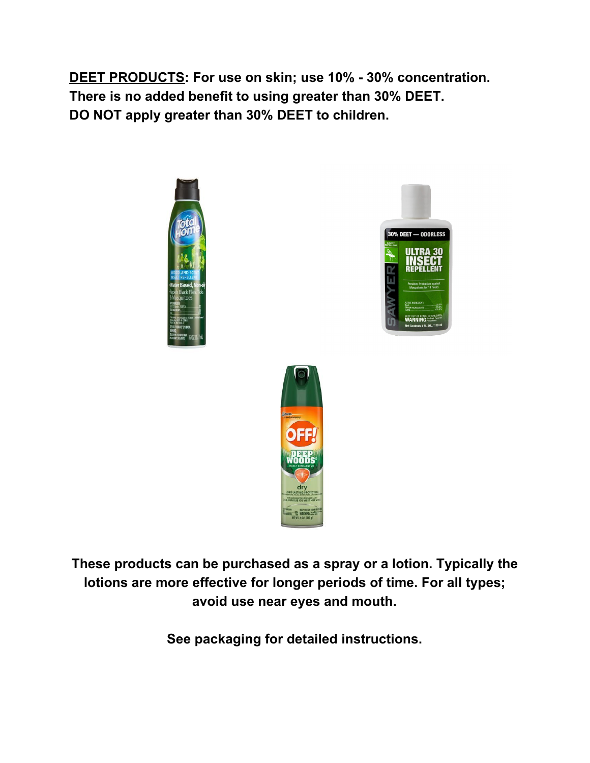**<u>DEET PRODUCTS</u>: For use on skin; use 10% - 30% concentration. There is no added benefit to using greater than 30% DEET. DO NOT apply greater than 30% DEET to children.**

**These products can be purchased as a spray or a lotion. Typically the lotions are more effective for longer periods of time. For all types; avoid use near eyes and mouth.**

**See packaging for detailed instructions.**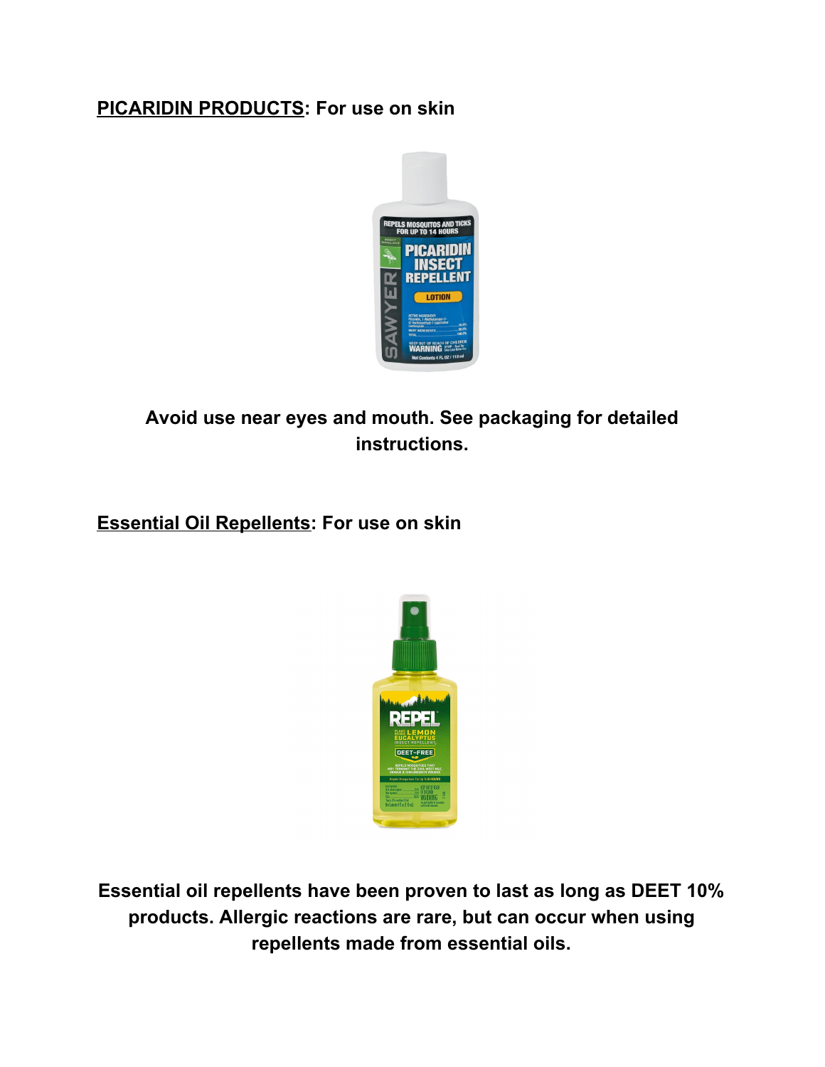**PICARIDIN PRODUCTS: For use on skin**

**Avoid use near eyes and mouth. See packaging for detailed instructions.**

**Essential Oil Repellents: For use on skin**

**Essential oil repellents have been proven to last as long as DEET 10% products. Allergic reactions are rare, but can occur when using repellents made from essential oils.**